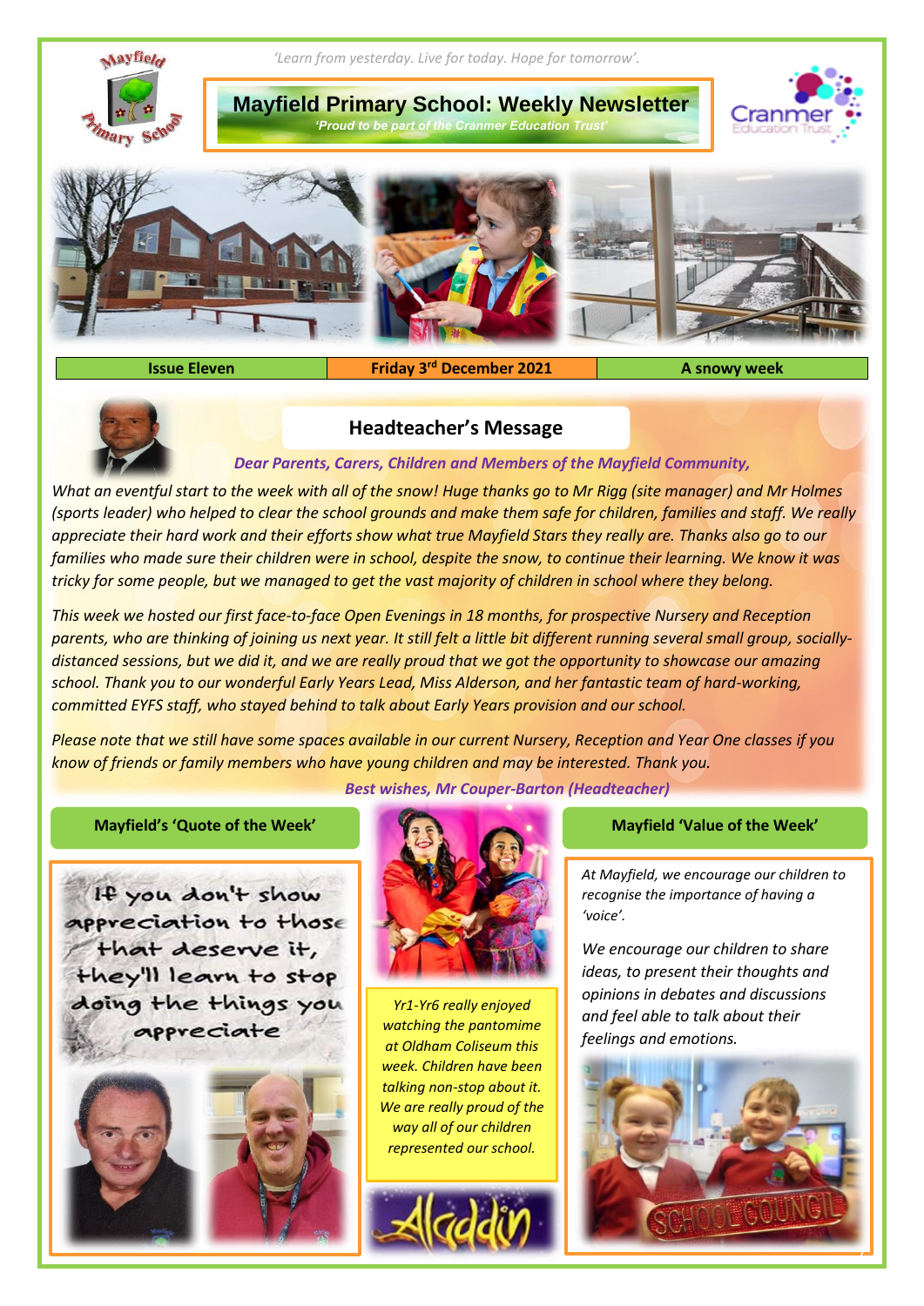*'Learn from yesterday. Live for today. Hope for tomorrow'.*

# Mayfield Primary School: Weekly Newsletter

*'Proud to be part of the Cranmer Education Trust'*

| Issue Eleven | Friday 3rd December 2021 | A snowy week |
|---|---|---|

## Headteacher's Message

*Dear Parents, Carers, Children and Members of the Mayfield Community,*

*What an eventful start to the week with all of the snow! Huge thanks go to Mr Rigg (site manager) and Mr Holmes (sports leader) who helped to clear the school grounds and make them safe for children, families and staff. We really appreciate their hard work and their efforts show what true Mayfield Stars they really are. Thanks also go to our families who made sure their children were in school, despite the snow, to continue their learning. We know it was tricky for some people, but we managed to get the vast majority of children in school where they belong.*

*This week we hosted our first face-to-face Open Evenings in 18 months, for prospective Nursery and Reception parents, who are thinking of joining us next year. It still felt a little bit different running several small group, socially-distanced sessions, but we did it, and we are really proud that we got the opportunity to showcase our amazing school. Thank you to our wonderful Early Years Lead, Miss Alderson, and her fantastic team of hard-working, committed EYFS staff, who stayed behind to talk about Early Years provision and our school.*

*Please note that we still have some spaces available in our current Nursery, Reception and Year One classes if you know of friends or family members who have young children and may be interested. Thank you.*

*Best wishes, Mr Couper-Barton (Headteacher)*

### Mayfield's 'Quote of the Week'

If you don't show appreciation to those that deserve it, they'll learn to stop doing the things you appreciate

*Yr1-Yr6 really enjoyed watching the pantomime at Oldham Coliseum this week. Children have been talking non-stop about it. We are really proud of the way all of our children represented our school.*

### Mayfield 'Value of the Week'

*At Mayfield, we encourage our children to recognise the importance of having a 'voice'.*

*We encourage our children to share ideas, to present their thoughts and opinions in debates and discussions and feel able to talk about their feelings and emotions.*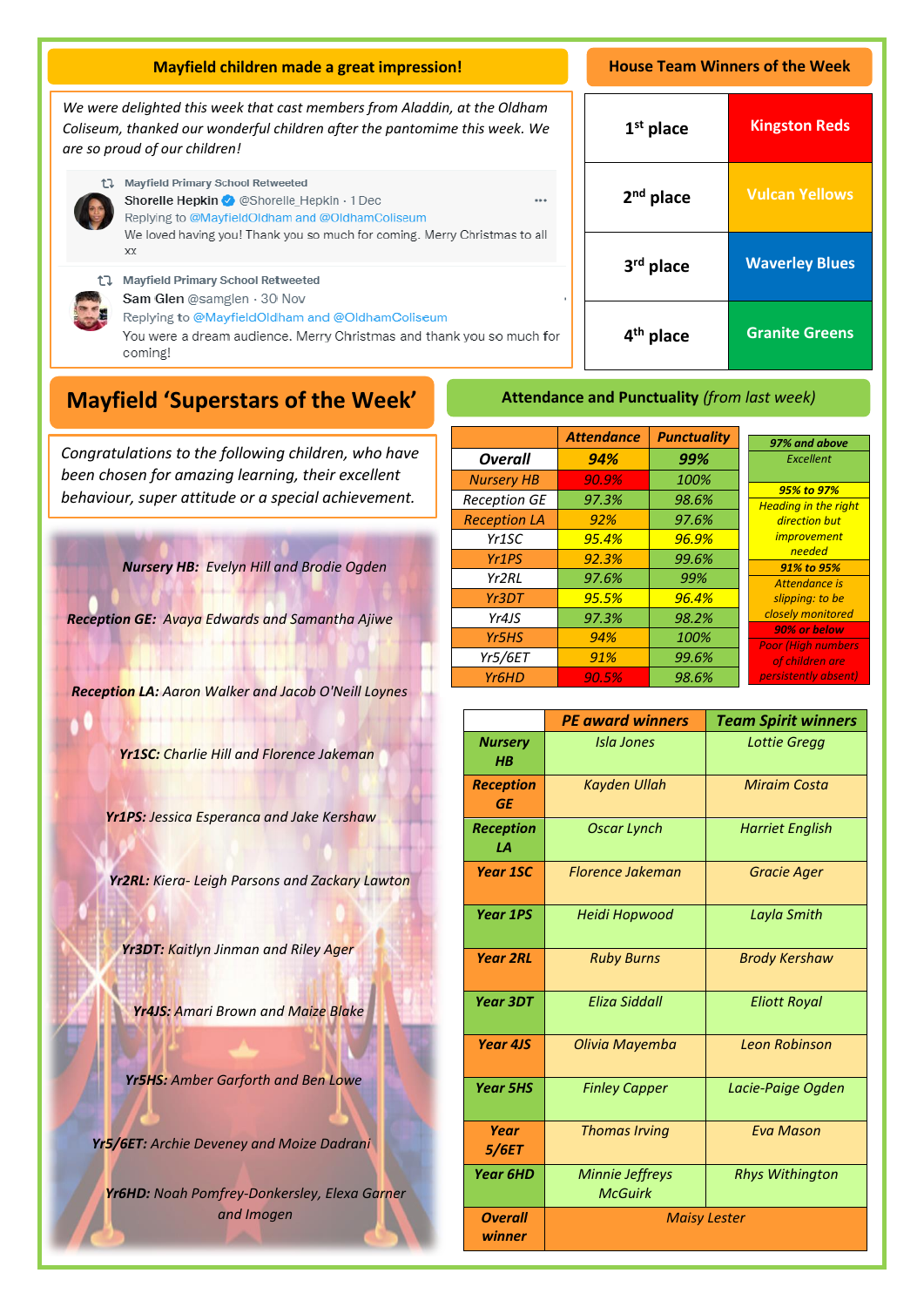## Mayfield children made a great impression!

*We were delighted this week that cast members from Aladdin, at the Oldham Coliseum, thanked our wonderful children after the pantomime this week. We are so proud of our children!*

> Mayfield Primary School Retweeted
> Shorelle Hepkin @Shorelle_Hepkin · 1 Dec
> Replying to @MayfieldOldham and @OldhamColiseum
> We loved having you! Thank you so much for coming. Merry Christmas to all xx

> Mayfield Primary School Retweeted
> Sam Glen @samglen · 30 Nov
> Replying to @MayfieldOldham and @OldhamColiseum
> You were a dream audience. Merry Christmas and thank you so much for coming!

## House Team Winners of the Week

| Place | Team |
| --- | --- |
| 1st place | Kingston Reds |
| 2nd place | Vulcan Yellows |
| 3rd place | Waverley Blues |
| 4th place | Granite Greens |

# Mayfield 'Superstars of the Week'

*Congratulations to the following children, who have been chosen for amazing learning, their excellent behaviour, super attitude or a special achievement.*

***Nursery HB:*** *Evelyn Hill and Brodie Ogden*

***Reception GE:*** *Avaya Edwards and Samantha Ajiwe*

***Reception LA:*** *Aaron Walker and Jacob O'Neill Loynes*

***Yr1SC:*** *Charlie Hill and Florence Jakeman*

***Yr1PS:*** *Jessica Esperanca and Jake Kershaw*

***Yr2RL:*** *Kiera- Leigh Parsons and Zackary Lawton*

***Yr3DT:*** *Kaitlyn Jinman and Riley Ager*

***Yr4JS:*** *Amari Brown and Maize Blake*

***Yr5HS:*** *Amber Garforth and Ben Lowe*

***Yr5/6ET:*** *Archie Deveney and Moize Dadrani*

***Yr6HD:*** *Noah Pomfrey-Donkersley, Elexa Garner and Imogen*

## Attendance and Punctuality *(from last week)*

| | Attendance | Punctuality |
| --- | --- | --- |
| **Overall** | **94%** | **99%** |
| Nursery HB | 90.9% | 100% |
| Reception GE | 97.3% | 98.6% |
| Reception LA | 92% | 97.6% |
| Yr1SC | 95.4% | 96.9% |
| Yr1PS | 92.3% | 99.6% |
| Yr2RL | 97.6% | 99% |
| Yr3DT | 95.5% | 96.4% |
| Yr4JS | 97.3% | 98.2% |
| Yr5HS | 94% | 100% |
| Yr5/6ET | 91% | 99.6% |
| Yr6HD | 90.5% | 98.6% |

| Key | |
| --- | --- |
| 97% and above | Excellent |
| 95% to 97% | Heading in the right direction but improvement needed |
| 91% to 95% | Attendance is slipping: to be closely monitored |
| 90% or below | Poor (High numbers of children are persistently absent) |

| | PE award winners | Team Spirit winners |
| --- | --- | --- |
| **Nursery HB** | Isla Jones | Lottie Gregg |
| **Reception GE** | Kayden Ullah | Miraim Costa |
| **Reception LA** | Oscar Lynch | Harriet English |
| **Year 1SC** | Florence Jakeman | Gracie Ager |
| **Year 1PS** | Heidi Hopwood | Layla Smith |
| **Year 2RL** | Ruby Burns | Brody Kershaw |
| **Year 3DT** | Eliza Siddall | Eliott Royal |
| **Year 4JS** | Olivia Mayemba | Leon Robinson |
| **Year 5HS** | Finley Capper | Lacie-Paige Ogden |
| **Year 5/6ET** | Thomas Irving | Eva Mason |
| **Year 6HD** | Minnie Jeffreys McGuirk | Rhys Withington |
| **Overall winner** | Maisy Lester | |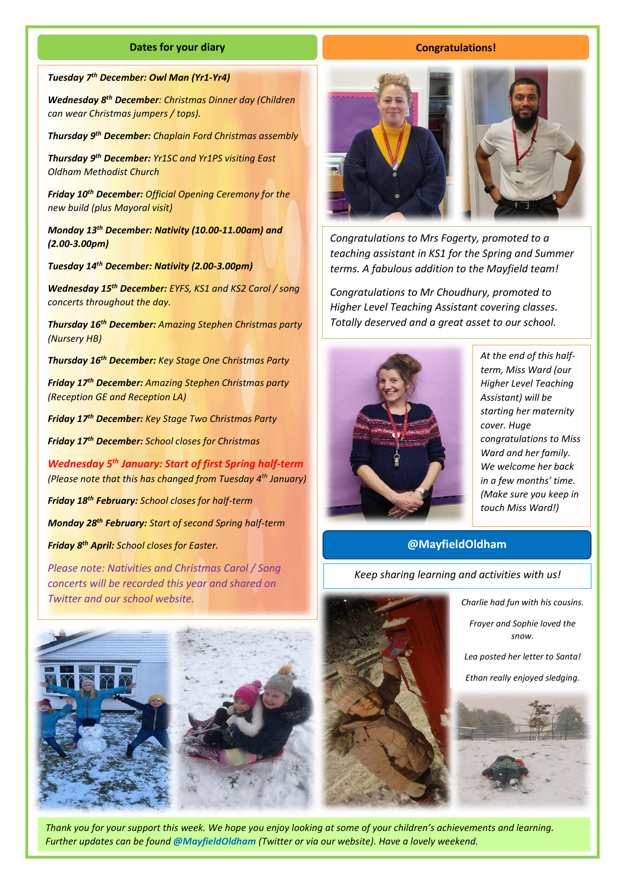## Dates for your diary

***Tuesday 7th December: Owl Man (Yr1-Yr4)***

***Wednesday 8th December**: Christmas Dinner day (Children can wear Christmas jumpers / tops).*

***Thursday 9th December:** Chaplain Ford Christmas assembly*

***Thursday 9th December:** Yr1SC and Yr1PS visiting East Oldham Methodist Church*

***Friday 10th December:** Official Opening Ceremony for the new build (plus Mayoral visit)*

***Monday 13th December: Nativity (10.00-11.00am) and (2.00-3.00pm)***

***Tuesday 14th December: Nativity (2.00-3.00pm)***

***Wednesday 15th December:** EYFS, KS1 and KS2 Carol / song concerts throughout the day.*

***Thursday 16th December:** Amazing Stephen Christmas party (Nursery HB)*

***Thursday 16th December:** Key Stage One Christmas Party*

***Friday 17th December:** Amazing Stephen Christmas party (Reception GE and Reception LA)*

***Friday 17th December:** Key Stage Two Christmas Party*

***Friday 17th December:** School closes for Christmas*

***Wednesday 5th January: Start of first Spring half-term***
*(Please note that this has changed from Tuesday 4th January)*

***Friday 18th February:** School closes for half-term*

***Monday 28th February:** Start of second Spring half-term*

***Friday 8th April:** School closes for Easter.*

*Please note: Nativities and Christmas Carol / Song concerts will be recorded this year and shared on Twitter and our school website.*

## Congratulations!

*Congratulations to Mrs Fogerty, promoted to a teaching assistant in KS1 for the Spring and Summer terms. A fabulous addition to the Mayfield team!*

*Congratulations to Mr Choudhury, promoted to Higher Level Teaching Assistant covering classes. Totally deserved and a great asset to our school.*

*At the end of this half-term, Miss Ward (our Higher Level Teaching Assistant) will be starting her maternity cover. Huge congratulations to Miss Ward and her family. We welcome her back in a few months' time. (Make sure you keep in touch Miss Ward!)*

## @MayfieldOldham

*Keep sharing learning and activities with us!*

*Charlie had fun with his cousins.*

*Frayer and Sophie loved the snow.*

*Lea posted her letter to Santa!*

*Ethan really enjoyed sledging.*

*Thank you for your support this week. We hope you enjoy looking at some of your children's achievements and learning. Further updates can be found **@MayfieldOldham** (Twitter or via our website). Have a lovely weekend.*